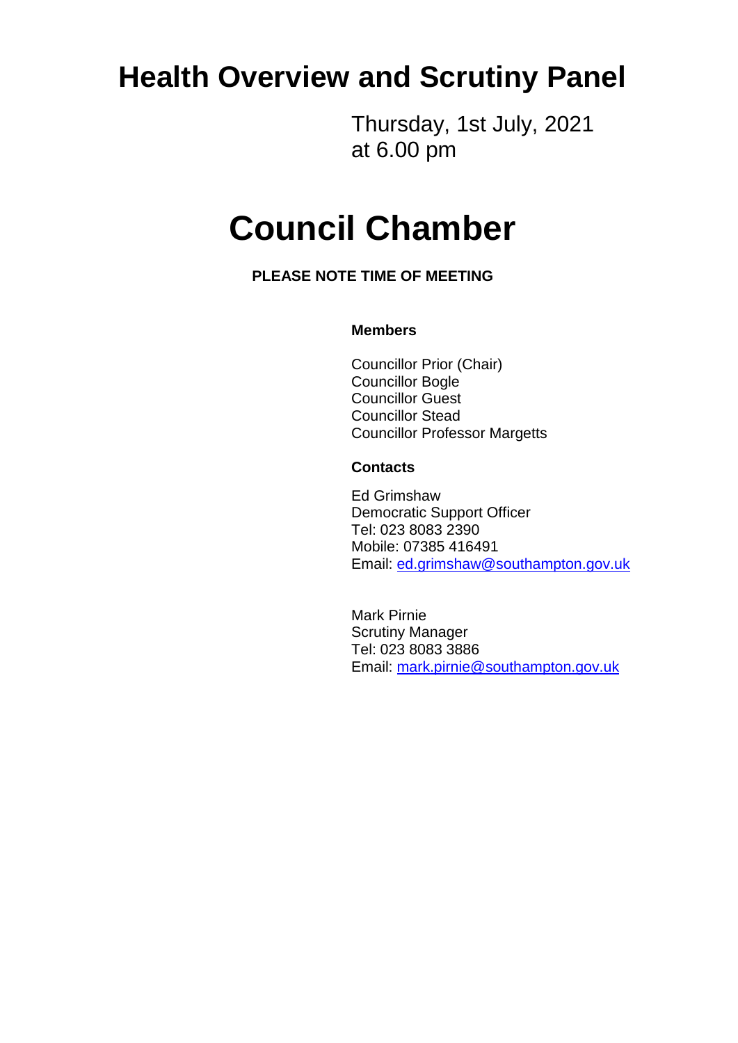# Health Overview and Scrutiny Panel

Thursday, 1st July, 2021
at 6.00 pm

# Council Chamber

**PLEASE NOTE TIME OF MEETING**

**Members**

Councillor Prior (Chair)
Councillor Bogle
Councillor Guest
Councillor Stead
Councillor Professor Margetts

**Contacts**

Ed Grimshaw
Democratic Support Officer
Tel: 023 8083 2390
Mobile: 07385 416491
Email: ed.grimshaw@southampton.gov.uk

Mark Pirnie
Scrutiny Manager
Tel: 023 8083 3886
Email: mark.pirnie@southampton.gov.uk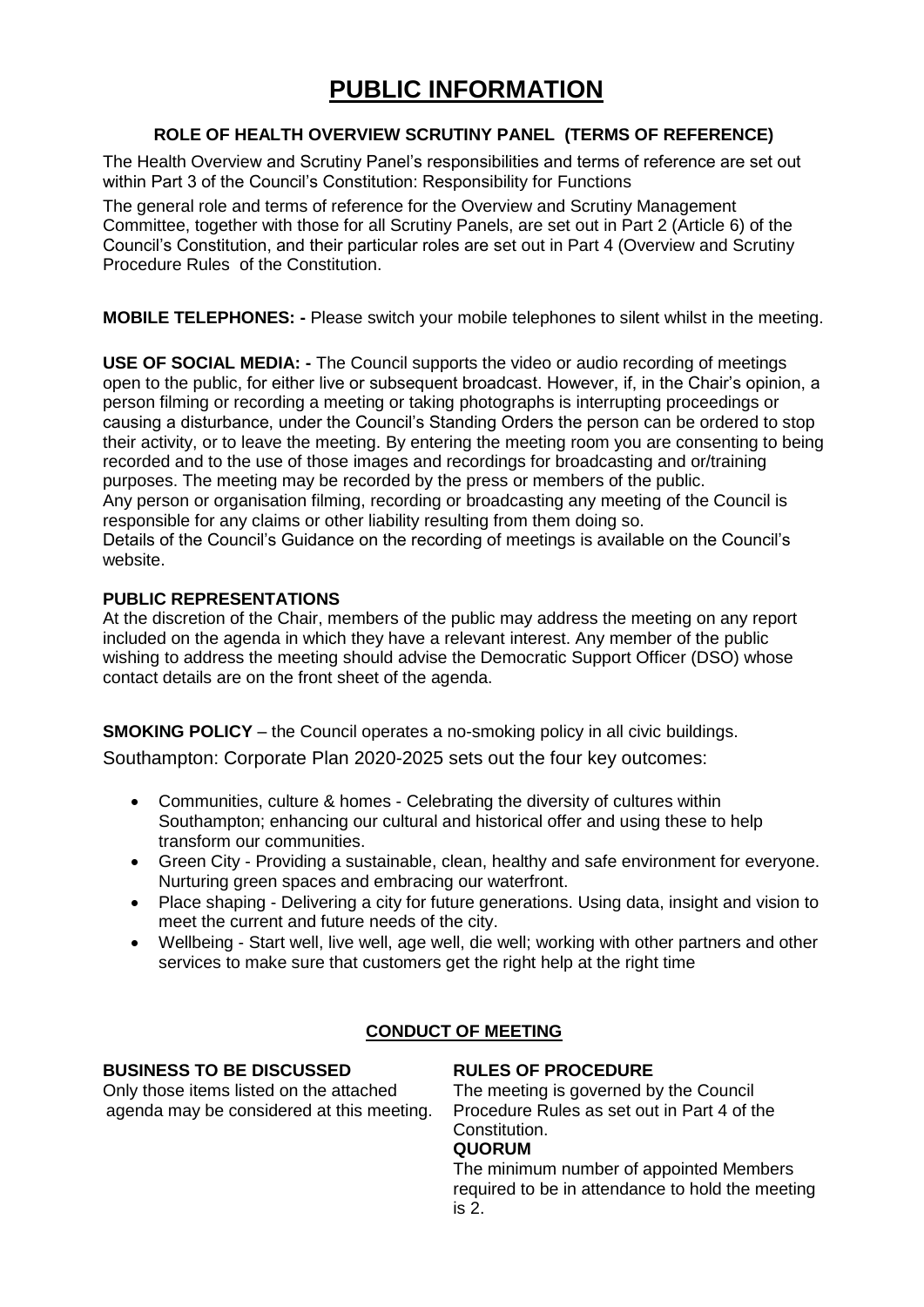# PUBLIC INFORMATION

### ROLE OF HEALTH OVERVIEW SCRUTINY PANEL (TERMS OF REFERENCE)

The Health Overview and Scrutiny Panel's responsibilities and terms of reference are set out within Part 3 of the Council's Constitution: Responsibility for Functions

The general role and terms of reference for the Overview and Scrutiny Management Committee, together with those for all Scrutiny Panels, are set out in Part 2 (Article 6) of the Council's Constitution, and their particular roles are set out in Part 4 (Overview and Scrutiny Procedure Rules of the Constitution.

**MOBILE TELEPHONES: -** Please switch your mobile telephones to silent whilst in the meeting.

**USE OF SOCIAL MEDIA: -** The Council supports the video or audio recording of meetings open to the public, for either live or subsequent broadcast. However, if, in the Chair's opinion, a person filming or recording a meeting or taking photographs is interrupting proceedings or causing a disturbance, under the Council's Standing Orders the person can be ordered to stop their activity, or to leave the meeting. By entering the meeting room you are consenting to being recorded and to the use of those images and recordings for broadcasting and or/training purposes. The meeting may be recorded by the press or members of the public.
Any person or organisation filming, recording or broadcasting any meeting of the Council is responsible for any claims or other liability resulting from them doing so.
Details of the Council's Guidance on the recording of meetings is available on the Council's website.

**PUBLIC REPRESENTATIONS**
At the discretion of the Chair, members of the public may address the meeting on any report included on the agenda in which they have a relevant interest. Any member of the public wishing to address the meeting should advise the Democratic Support Officer (DSO) whose contact details are on the front sheet of the agenda.

**SMOKING POLICY** – the Council operates a no-smoking policy in all civic buildings.

Southampton: Corporate Plan 2020-2025 sets out the four key outcomes:

- Communities, culture & homes - Celebrating the diversity of cultures within Southampton; enhancing our cultural and historical offer and using these to help transform our communities.
- Green City - Providing a sustainable, clean, healthy and safe environment for everyone. Nurturing green spaces and embracing our waterfront.
- Place shaping - Delivering a city for future generations. Using data, insight and vision to meet the current and future needs of the city.
- Wellbeing - Start well, live well, age well, die well; working with other partners and other services to make sure that customers get the right help at the right time

## CONDUCT OF MEETING

**BUSINESS TO BE DISCUSSED**
Only those items listed on the attached agenda may be considered at this meeting.

**RULES OF PROCEDURE**
The meeting is governed by the Council Procedure Rules as set out in Part 4 of the Constitution.

**QUORUM**
The minimum number of appointed Members required to be in attendance to hold the meeting is 2.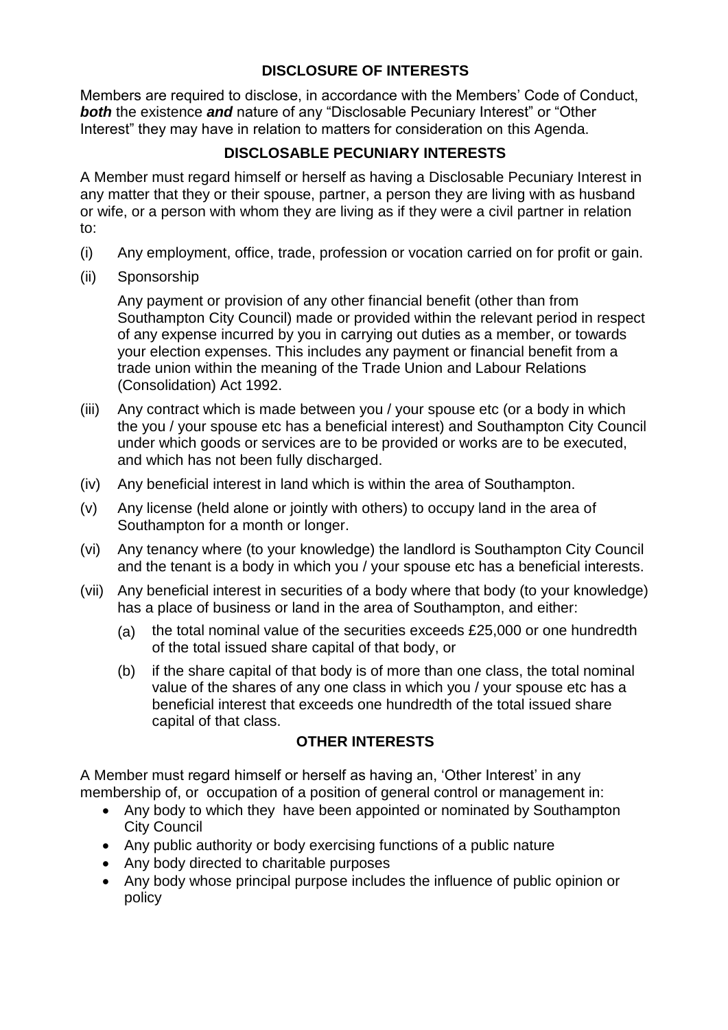## DISCLOSURE OF INTERESTS

Members are required to disclose, in accordance with the Members' Code of Conduct, ***both*** the existence ***and*** nature of any "Disclosable Pecuniary Interest" or "Other Interest" they may have in relation to matters for consideration on this Agenda.

## DISCLOSABLE PECUNIARY INTERESTS

A Member must regard himself or herself as having a Disclosable Pecuniary Interest in any matter that they or their spouse, partner, a person they are living with as husband or wife, or a person with whom they are living as if they were a civil partner in relation to:

(i) Any employment, office, trade, profession or vocation carried on for profit or gain.

(ii) Sponsorship

Any payment or provision of any other financial benefit (other than from Southampton City Council) made or provided within the relevant period in respect of any expense incurred by you in carrying out duties as a member, or towards your election expenses. This includes any payment or financial benefit from a trade union within the meaning of the Trade Union and Labour Relations (Consolidation) Act 1992.

(iii) Any contract which is made between you / your spouse etc (or a body in which the you / your spouse etc has a beneficial interest) and Southampton City Council under which goods or services are to be provided or works are to be executed, and which has not been fully discharged.

(iv) Any beneficial interest in land which is within the area of Southampton.

(v) Any license (held alone or jointly with others) to occupy land in the area of Southampton for a month or longer.

(vi) Any tenancy where (to your knowledge) the landlord is Southampton City Council and the tenant is a body in which you / your spouse etc has a beneficial interests.

(vii) Any beneficial interest in securities of a body where that body (to your knowledge) has a place of business or land in the area of Southampton, and either:

(a) the total nominal value of the securities exceeds £25,000 or one hundredth of the total issued share capital of that body, or

(b) if the share capital of that body is of more than one class, the total nominal value of the shares of any one class in which you / your spouse etc has a beneficial interest that exceeds one hundredth of the total issued share capital of that class.

## OTHER INTERESTS

A Member must regard himself or herself as having an, 'Other Interest' in any membership of, or occupation of a position of general control or management in:

- Any body to which they have been appointed or nominated by Southampton City Council
- Any public authority or body exercising functions of a public nature
- Any body directed to charitable purposes
- Any body whose principal purpose includes the influence of public opinion or policy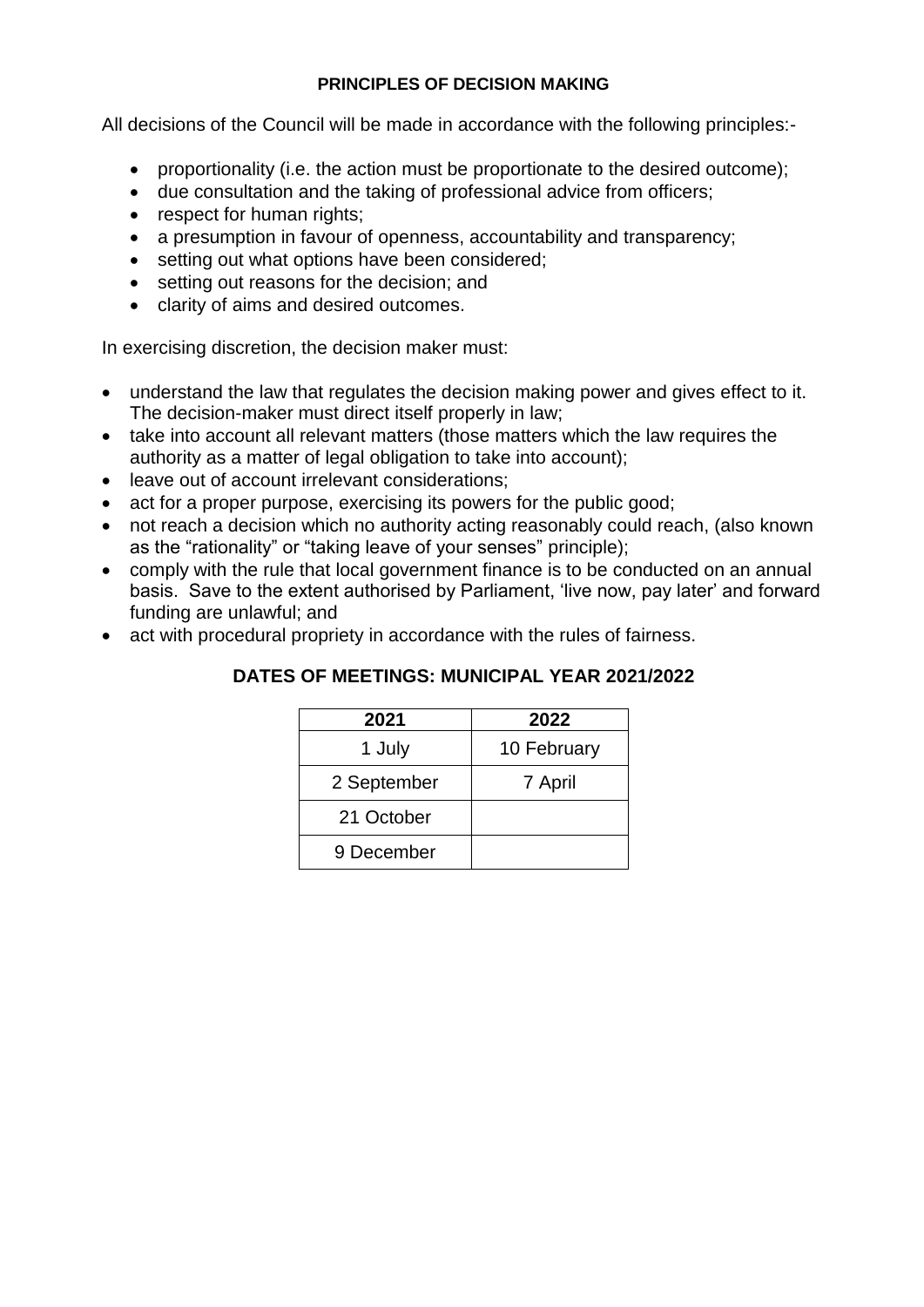## PRINCIPLES OF DECISION MAKING

All decisions of the Council will be made in accordance with the following principles:-

- proportionality (i.e. the action must be proportionate to the desired outcome);
- due consultation and the taking of professional advice from officers;
- respect for human rights;
- a presumption in favour of openness, accountability and transparency;
- setting out what options have been considered;
- setting out reasons for the decision; and
- clarity of aims and desired outcomes.

In exercising discretion, the decision maker must:

- understand the law that regulates the decision making power and gives effect to it. The decision-maker must direct itself properly in law;
- take into account all relevant matters (those matters which the law requires the authority as a matter of legal obligation to take into account);
- leave out of account irrelevant considerations;
- act for a proper purpose, exercising its powers for the public good;
- not reach a decision which no authority acting reasonably could reach, (also known as the "rationality" or "taking leave of your senses" principle);
- comply with the rule that local government finance is to be conducted on an annual basis. Save to the extent authorised by Parliament, 'live now, pay later' and forward funding are unlawful; and
- act with procedural propriety in accordance with the rules of fairness.

## DATES OF MEETINGS: MUNICIPAL YEAR 2021/2022

| 2021 | 2022 |
|---|---|
| 1 July | 10 February |
| 2 September | 7 April |
| 21 October | |
| 9 December | |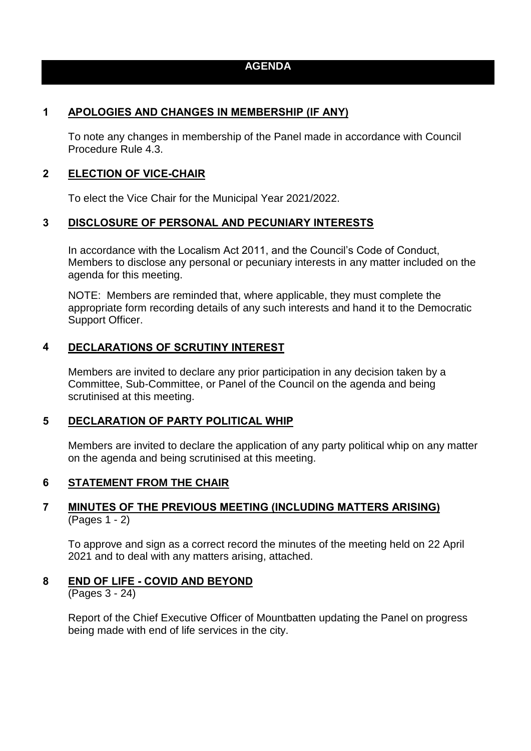# AGENDA

## 1 APOLOGIES AND CHANGES IN MEMBERSHIP (IF ANY)

To note any changes in membership of the Panel made in accordance with Council Procedure Rule 4.3.

## 2 ELECTION OF VICE-CHAIR

To elect the Vice Chair for the Municipal Year 2021/2022.

## 3 DISCLOSURE OF PERSONAL AND PECUNIARY INTERESTS

In accordance with the Localism Act 2011, and the Council's Code of Conduct, Members to disclose any personal or pecuniary interests in any matter included on the agenda for this meeting.

NOTE: Members are reminded that, where applicable, they must complete the appropriate form recording details of any such interests and hand it to the Democratic Support Officer.

## 4 DECLARATIONS OF SCRUTINY INTEREST

Members are invited to declare any prior participation in any decision taken by a Committee, Sub-Committee, or Panel of the Council on the agenda and being scrutinised at this meeting.

## 5 DECLARATION OF PARTY POLITICAL WHIP

Members are invited to declare the application of any party political whip on any matter on the agenda and being scrutinised at this meeting.

## 6 STATEMENT FROM THE CHAIR

## 7 MINUTES OF THE PREVIOUS MEETING (INCLUDING MATTERS ARISING)

(Pages 1 - 2)

To approve and sign as a correct record the minutes of the meeting held on 22 April 2021 and to deal with any matters arising, attached.

## 8 END OF LIFE - COVID AND BEYOND

(Pages 3 - 24)

Report of the Chief Executive Officer of Mountbatten updating the Panel on progress being made with end of life services in the city.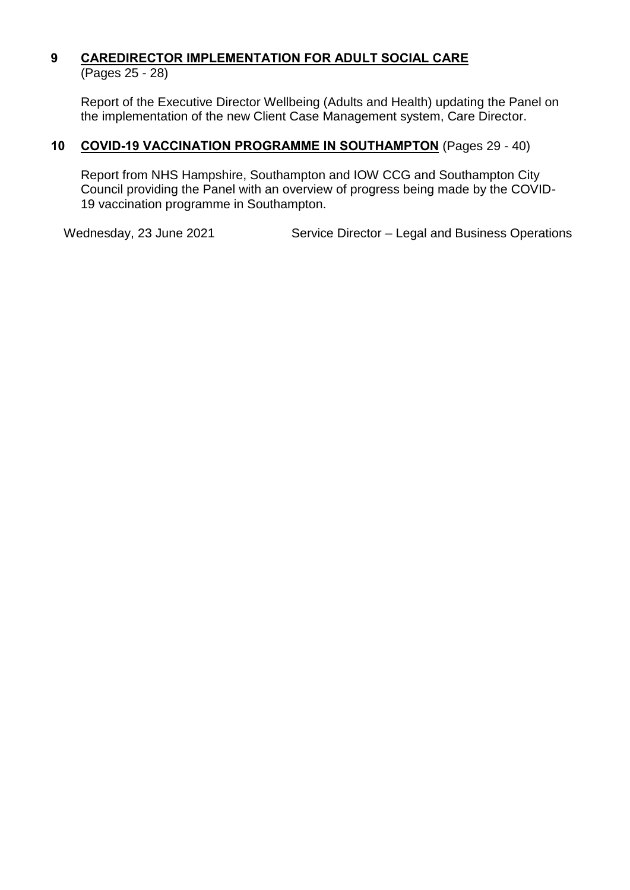**9 CAREDIRECTOR IMPLEMENTATION FOR ADULT SOCIAL CARE** (Pages 25 - 28)

Report of the Executive Director Wellbeing (Adults and Health) updating the Panel on the implementation of the new Client Case Management system, Care Director.

**10 COVID-19 VACCINATION PROGRAMME IN SOUTHAMPTON** (Pages 29 - 40)

Report from NHS Hampshire, Southampton and IOW CCG and Southampton City Council providing the Panel with an overview of progress being made by the COVID-19 vaccination programme in Southampton.

Wednesday, 23 June 2021 Service Director – Legal and Business Operations